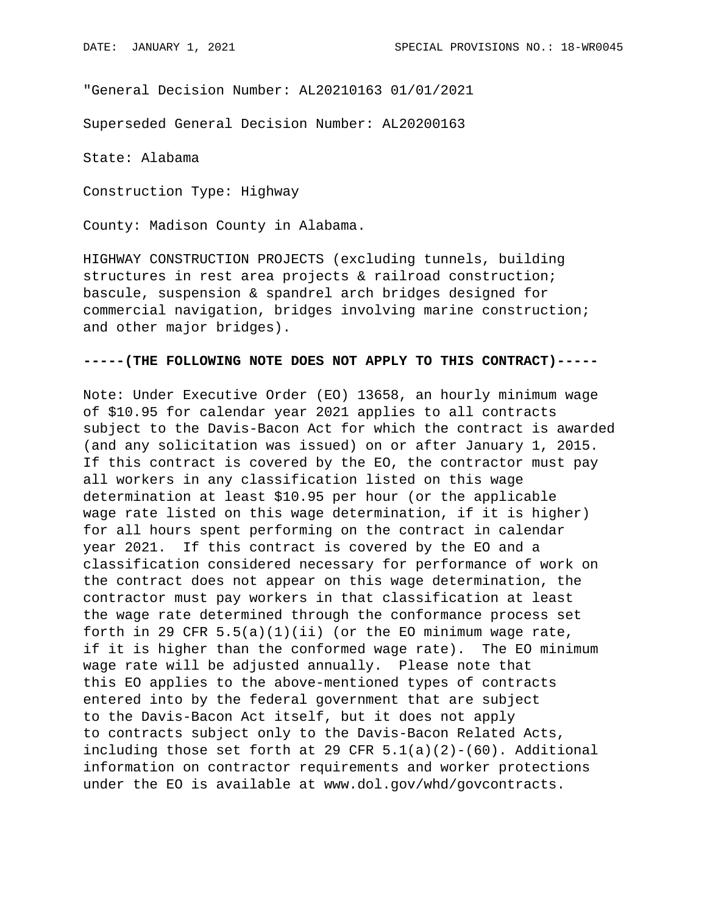DATE: JANUARY 1, 2021 SPECIAL PROVISIONS NO.: 18-WR0045

"General Decision Number: AL20210163 01/01/2021

Superseded General Decision Number: AL20200163

State: Alabama

Construction Type: Highway

County: Madison County in Alabama.

HIGHWAY CONSTRUCTION PROJECTS (excluding tunnels, building structures in rest area projects & railroad construction; bascule, suspension & spandrel arch bridges designed for commercial navigation, bridges involving marine construction; and other major bridges).

**-----(THE FOLLOWING NOTE DOES NOT APPLY TO THIS CONTRACT)-----**

Note: Under Executive Order (EO) 13658, an hourly minimum wage of $10.95 for calendar year 2021 applies to all contracts subject to the Davis-Bacon Act for which the contract is awarded (and any solicitation was issued) on or after January 1, 2015. If this contract is covered by the EO, the contractor must pay all workers in any classification listed on this wage determination at least $10.95 per hour (or the applicable wage rate listed on this wage determination, if it is higher) for all hours spent performing on the contract in calendar year 2021. If this contract is covered by the EO and a classification considered necessary for performance of work on the contract does not appear on this wage determination, the contractor must pay workers in that classification at least the wage rate determined through the conformance process set forth in 29 CFR 5.5(a)(1)(ii) (or the EO minimum wage rate, if it is higher than the conformed wage rate). The EO minimum wage rate will be adjusted annually. Please note that this EO applies to the above-mentioned types of contracts entered into by the federal government that are subject to the Davis-Bacon Act itself, but it does not apply to contracts subject only to the Davis-Bacon Related Acts, including those set forth at 29 CFR 5.1(a)(2)-(60). Additional information on contractor requirements and worker protections under the EO is available at www.dol.gov/whd/govcontracts.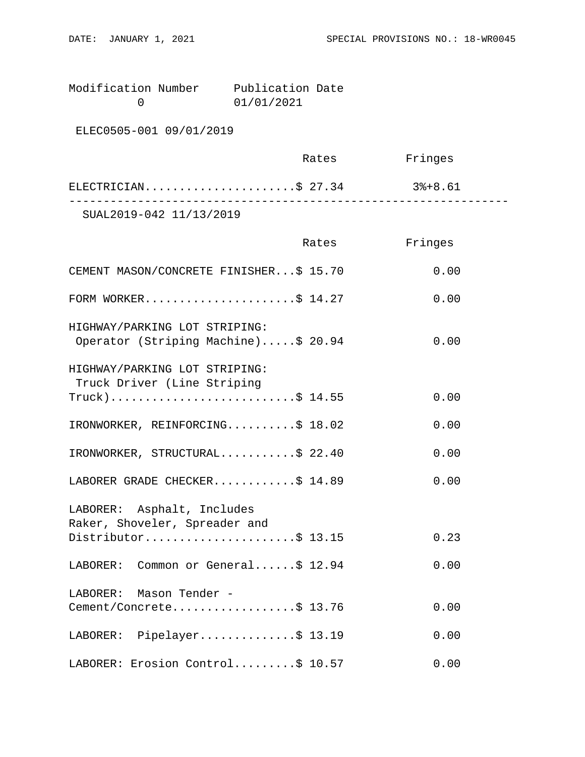Modification Number     Publication Date
0     01/01/2021

ELEC0505-001 09/01/2019

| | Rates | Fringes |
|---|---|---|
| ELECTRICIAN | $ 27.34 | 3%+8.61 |

----------------------------------------------------------------

SUAL2019-042 11/13/2019

| | Rates | Fringes |
|---|---|---|
| CEMENT MASON/CONCRETE FINISHER | $ 15.70 | 0.00 |
| FORM WORKER | $ 14.27 | 0.00 |
| HIGHWAY/PARKING LOT STRIPING: Operator (Striping Machine) | $ 20.94 | 0.00 |
| HIGHWAY/PARKING LOT STRIPING: Truck Driver (Line Striping Truck) | $ 14.55 | 0.00 |
| IRONWORKER, REINFORCING | $ 18.02 | 0.00 |
| IRONWORKER, STRUCTURAL | $ 22.40 | 0.00 |
| LABORER GRADE CHECKER | $ 14.89 | 0.00 |
| LABORER: Asphalt, Includes Raker, Shoveler, Spreader and Distributor | $ 13.15 | 0.23 |
| LABORER: Common or General | $ 12.94 | 0.00 |
| LABORER: Mason Tender - Cement/Concrete | $ 13.76 | 0.00 |
| LABORER: Pipelayer | $ 13.19 | 0.00 |
| LABORER: Erosion Control | $ 10.57 | 0.00 |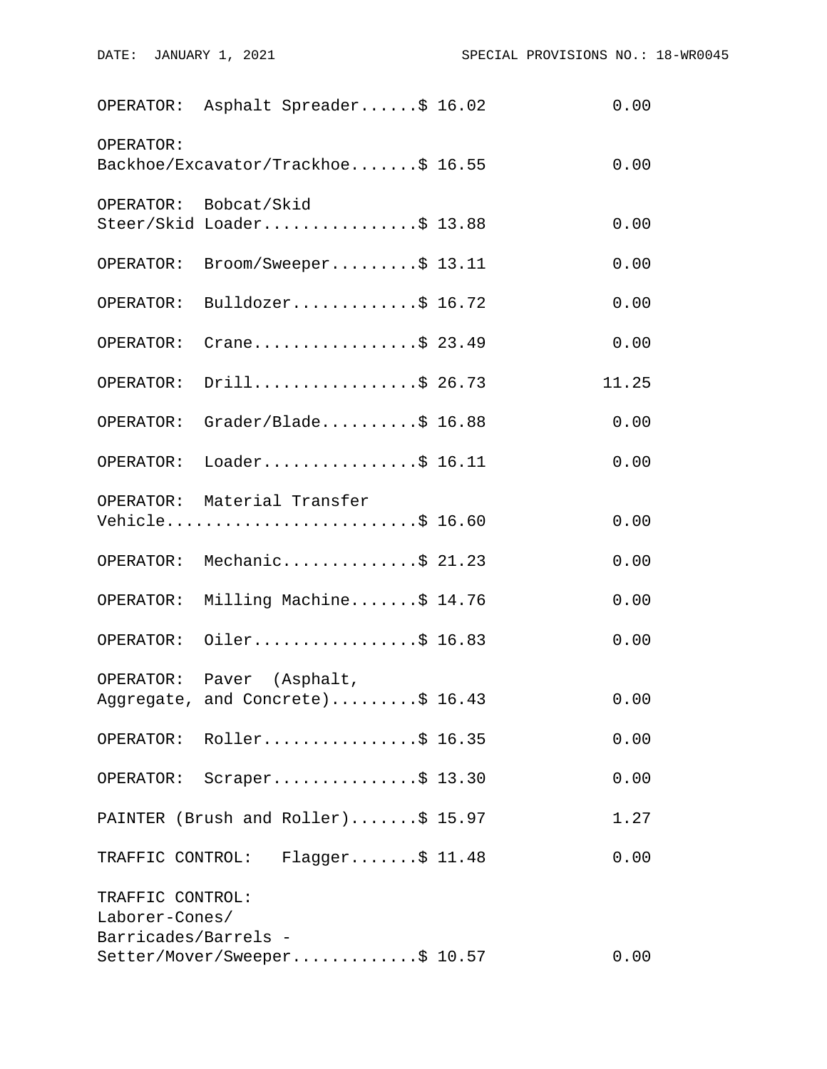| Classification | Rates | Fringes |
|---|---|---|
| OPERATOR: Asphalt Spreader | $ 16.02 | 0.00 |
| OPERATOR: Backhoe/Excavator/Trackhoe | $ 16.55 | 0.00 |
| OPERATOR: Bobcat/Skid Steer/Skid Loader | $ 13.88 | 0.00 |
| OPERATOR: Broom/Sweeper | $ 13.11 | 0.00 |
| OPERATOR: Bulldozer | $ 16.72 | 0.00 |
| OPERATOR: Crane | $ 23.49 | 0.00 |
| OPERATOR: Drill | $ 26.73 | 11.25 |
| OPERATOR: Grader/Blade | $ 16.88 | 0.00 |
| OPERATOR: Loader | $ 16.11 | 0.00 |
| OPERATOR: Material Transfer Vehicle | $ 16.60 | 0.00 |
| OPERATOR: Mechanic | $ 21.23 | 0.00 |
| OPERATOR: Milling Machine | $ 14.76 | 0.00 |
| OPERATOR: Oiler | $ 16.83 | 0.00 |
| OPERATOR: Paver (Asphalt, Aggregate, and Concrete) | $ 16.43 | 0.00 |
| OPERATOR: Roller | $ 16.35 | 0.00 |
| OPERATOR: Scraper | $ 13.30 | 0.00 |
| PAINTER (Brush and Roller) | $ 15.97 | 1.27 |
| TRAFFIC CONTROL: Flagger | $ 11.48 | 0.00 |
| TRAFFIC CONTROL: Laborer-Cones/ Barricades/Barrels - Setter/Mover/Sweeper | $ 10.57 | 0.00 |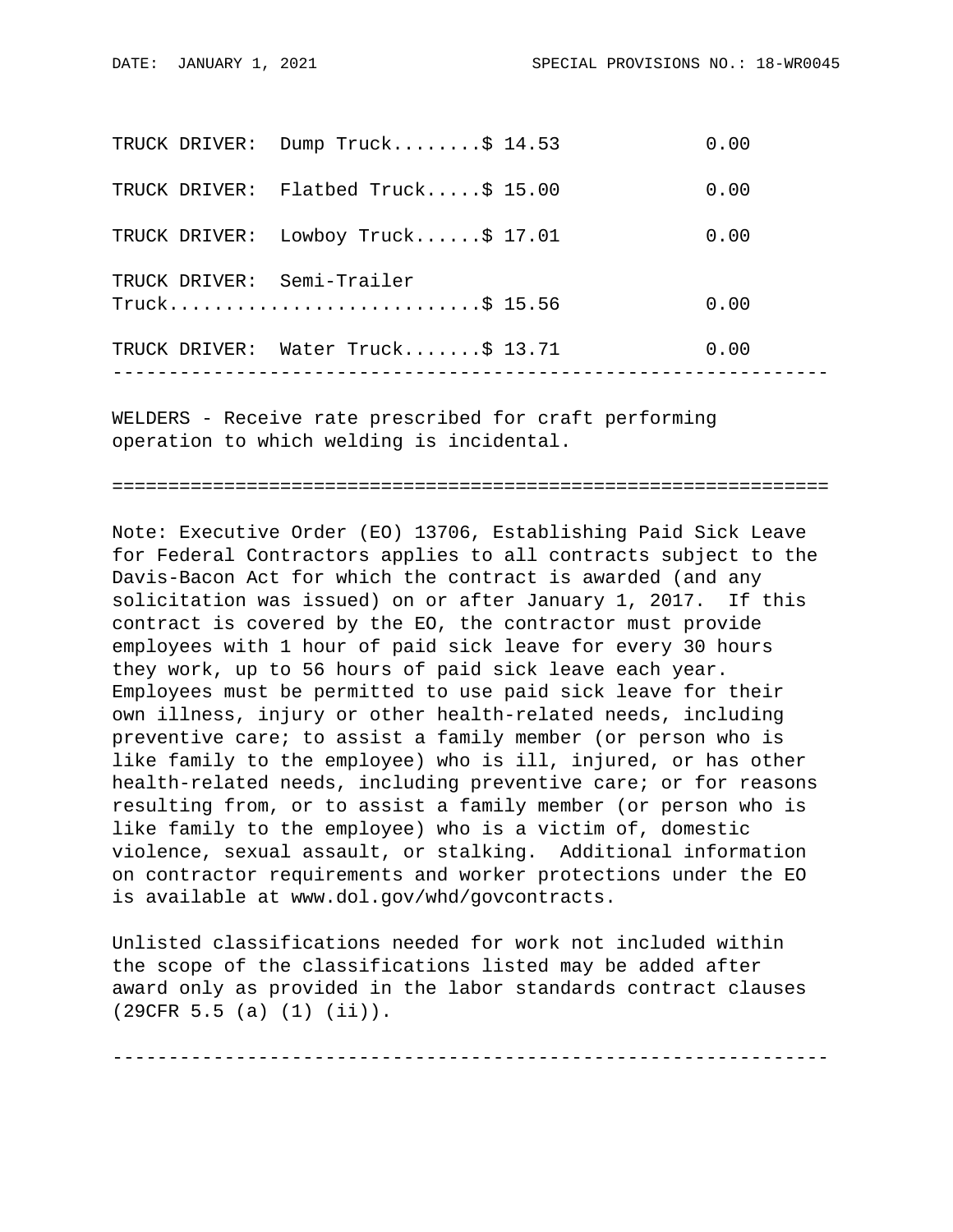| | Rates | Fringes |
|---|---|---|
| TRUCK DRIVER: Dump Truck | $ 14.53 | 0.00 |
| TRUCK DRIVER: Flatbed Truck | $ 15.00 | 0.00 |
| TRUCK DRIVER: Lowboy Truck | $ 17.01 | 0.00 |
| TRUCK DRIVER: Semi-Trailer Truck | $ 15.56 | 0.00 |
| TRUCK DRIVER: Water Truck | $ 13.71 | 0.00 |

---

WELDERS - Receive rate prescribed for craft performing operation to which welding is incidental.

---

Note: Executive Order (EO) 13706, Establishing Paid Sick Leave for Federal Contractors applies to all contracts subject to the Davis-Bacon Act for which the contract is awarded (and any solicitation was issued) on or after January 1, 2017. If this contract is covered by the EO, the contractor must provide employees with 1 hour of paid sick leave for every 30 hours they work, up to 56 hours of paid sick leave each year. Employees must be permitted to use paid sick leave for their own illness, injury or other health-related needs, including preventive care; to assist a family member (or person who is like family to the employee) who is ill, injured, or has other health-related needs, including preventive care; or for reasons resulting from, or to assist a family member (or person who is like family to the employee) who is a victim of, domestic violence, sexual assault, or stalking. Additional information on contractor requirements and worker protections under the EO is available at www.dol.gov/whd/govcontracts.

Unlisted classifications needed for work not included within the scope of the classifications listed may be added after award only as provided in the labor standards contract clauses (29CFR 5.5 (a) (1) (ii)).

---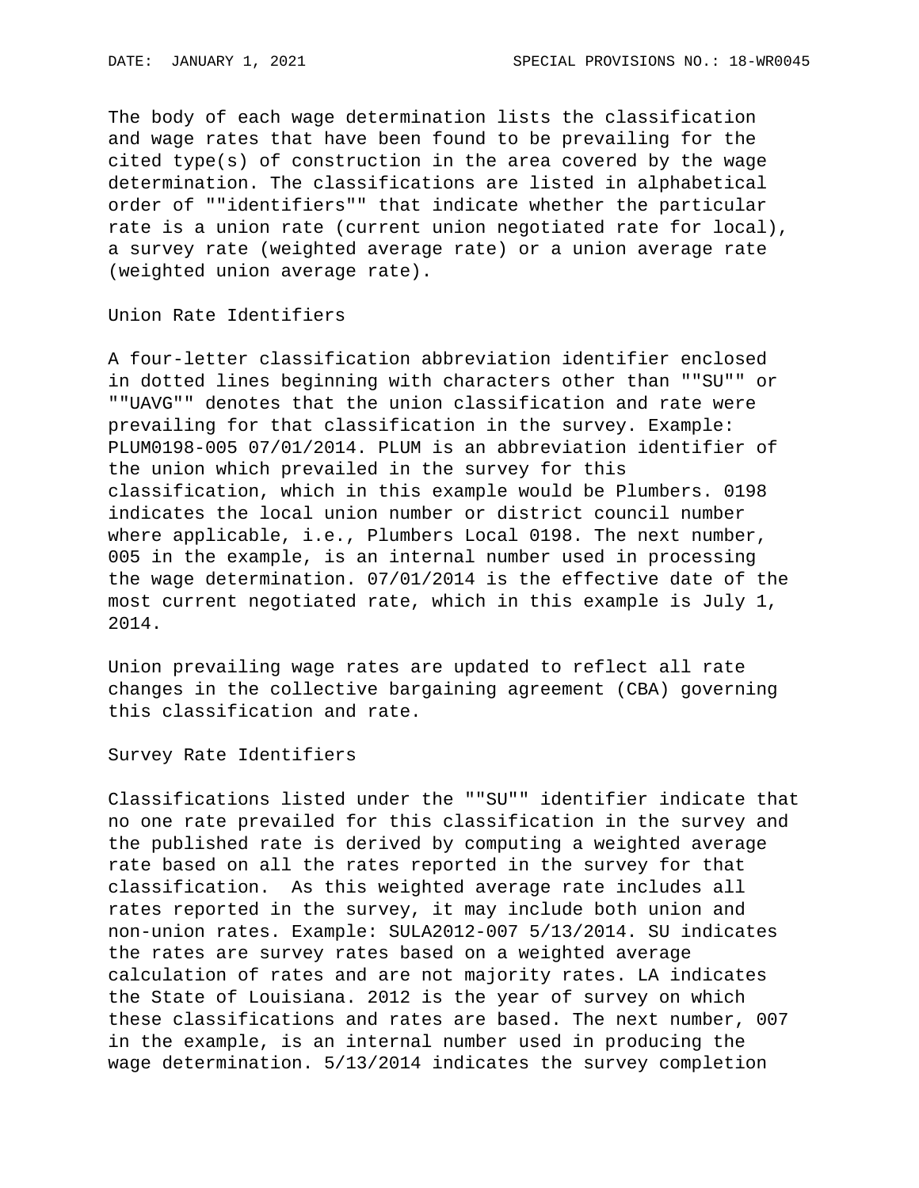The body of each wage determination lists the classification and wage rates that have been found to be prevailing for the cited type(s) of construction in the area covered by the wage determination. The classifications are listed in alphabetical order of ""identifiers"" that indicate whether the particular rate is a union rate (current union negotiated rate for local), a survey rate (weighted average rate) or a union average rate (weighted union average rate).

Union Rate Identifiers

A four-letter classification abbreviation identifier enclosed in dotted lines beginning with characters other than ""SU"" or ""UAVG"" denotes that the union classification and rate were prevailing for that classification in the survey. Example: PLUM0198-005 07/01/2014. PLUM is an abbreviation identifier of the union which prevailed in the survey for this classification, which in this example would be Plumbers. 0198 indicates the local union number or district council number where applicable, i.e., Plumbers Local 0198. The next number, 005 in the example, is an internal number used in processing the wage determination. 07/01/2014 is the effective date of the most current negotiated rate, which in this example is July 1, 2014.

Union prevailing wage rates are updated to reflect all rate changes in the collective bargaining agreement (CBA) governing this classification and rate.

Survey Rate Identifiers

Classifications listed under the ""SU"" identifier indicate that no one rate prevailed for this classification in the survey and the published rate is derived by computing a weighted average rate based on all the rates reported in the survey for that classification. As this weighted average rate includes all rates reported in the survey, it may include both union and non-union rates. Example: SULA2012-007 5/13/2014. SU indicates the rates are survey rates based on a weighted average calculation of rates and are not majority rates. LA indicates the State of Louisiana. 2012 is the year of survey on which these classifications and rates are based. The next number, 007 in the example, is an internal number used in producing the wage determination. 5/13/2014 indicates the survey completion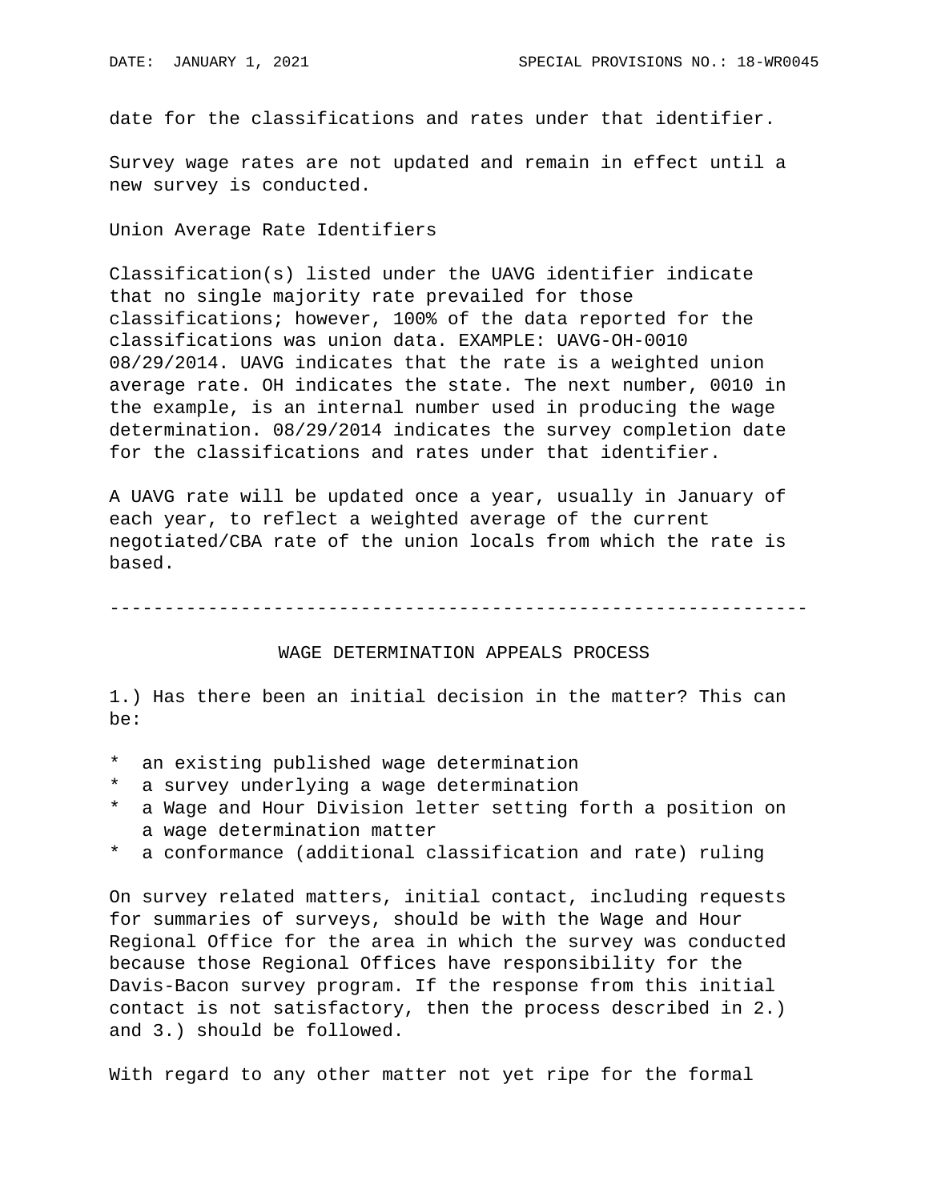date for the classifications and rates under that identifier.

Survey wage rates are not updated and remain in effect until a new survey is conducted.

Union Average Rate Identifiers

Classification(s) listed under the UAVG identifier indicate that no single majority rate prevailed for those classifications; however, 100% of the data reported for the classifications was union data. EXAMPLE: UAVG-OH-0010 08/29/2014. UAVG indicates that the rate is a weighted union average rate. OH indicates the state. The next number, 0010 in the example, is an internal number used in producing the wage determination. 08/29/2014 indicates the survey completion date for the classifications and rates under that identifier.

A UAVG rate will be updated once a year, usually in January of each year, to reflect a weighted average of the current negotiated/CBA rate of the union locals from which the rate is based.

---

## WAGE DETERMINATION APPEALS PROCESS

1.) Has there been an initial decision in the matter? This can be:

* an existing published wage determination
* a survey underlying a wage determination
* a Wage and Hour Division letter setting forth a position on a wage determination matter
* a conformance (additional classification and rate) ruling

On survey related matters, initial contact, including requests for summaries of surveys, should be with the Wage and Hour Regional Office for the area in which the survey was conducted because those Regional Offices have responsibility for the Davis-Bacon survey program. If the response from this initial contact is not satisfactory, then the process described in 2.) and 3.) should be followed.

With regard to any other matter not yet ripe for the formal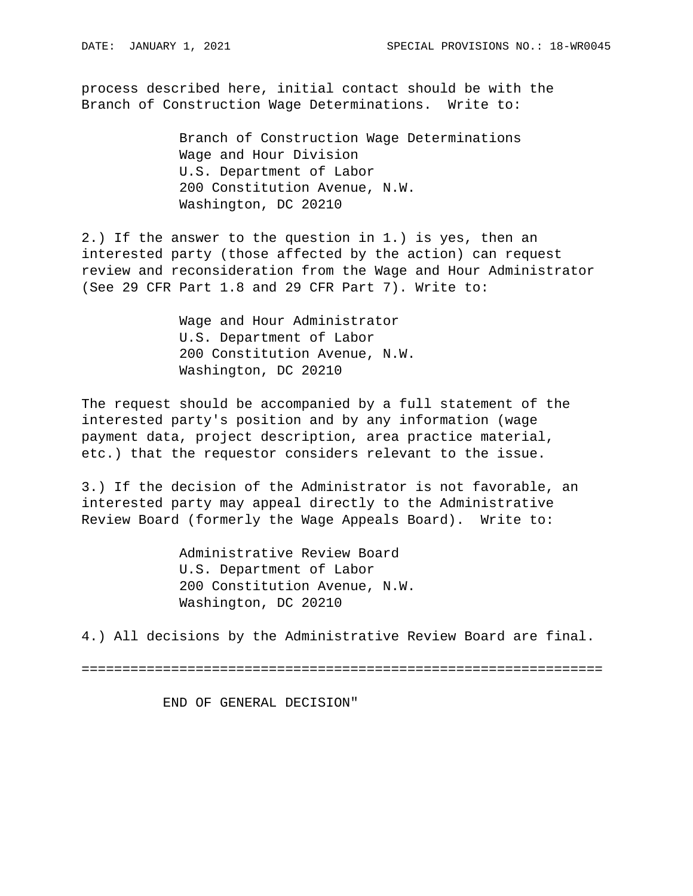process described here, initial contact should be with the Branch of Construction Wage Determinations. Write to:

Branch of Construction Wage Determinations
Wage and Hour Division
U.S. Department of Labor
200 Constitution Avenue, N.W.
Washington, DC 20210

2.) If the answer to the question in 1.) is yes, then an interested party (those affected by the action) can request review and reconsideration from the Wage and Hour Administrator (See 29 CFR Part 1.8 and 29 CFR Part 7). Write to:

Wage and Hour Administrator
U.S. Department of Labor
200 Constitution Avenue, N.W.
Washington, DC 20210

The request should be accompanied by a full statement of the interested party's position and by any information (wage payment data, project description, area practice material, etc.) that the requestor considers relevant to the issue.

3.) If the decision of the Administrator is not favorable, an interested party may appeal directly to the Administrative Review Board (formerly the Wage Appeals Board). Write to:

Administrative Review Board
U.S. Department of Labor
200 Constitution Avenue, N.W.
Washington, DC 20210

4.) All decisions by the Administrative Review Board are final.

================================================================

END OF GENERAL DECISION"